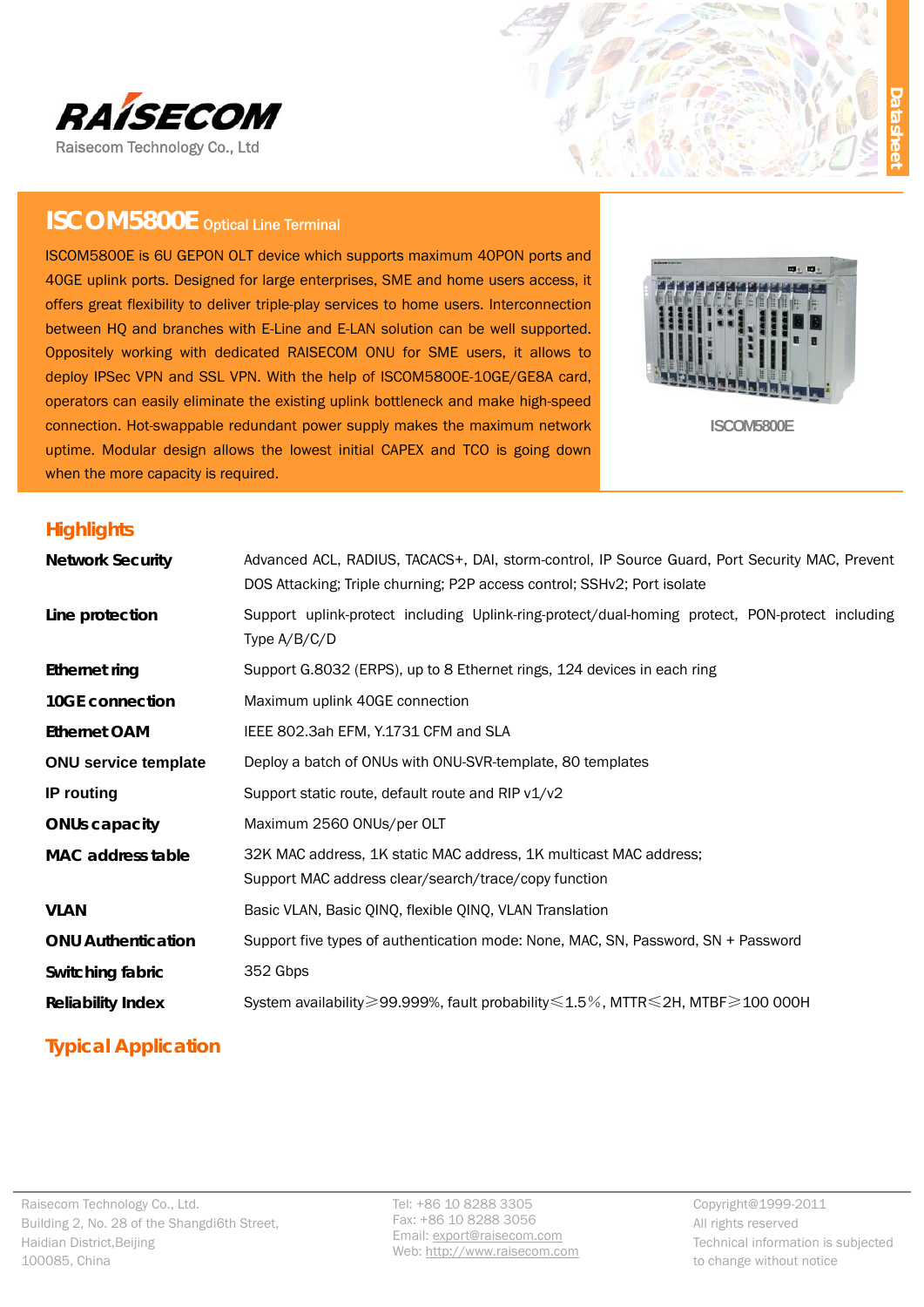RAISECOM

Raisecom Technology Co., Ltd

# ISCOM5800E Optical Line Terminal

ISCOM5800E is 6U GEPON OLT device which supports maximum 40PON ports and 40GE uplink ports. Designed for large enterprises, SME and home users access, it offers great flexibility to deliver triple-play services to home users. Interconnection between HQ and branches with E-Line and E-LAN solution can be well supported. Oppositely working with dedicated RAISECOM ONU for SME users, it allows to deploy IPSec VPN and SSL VPN. With the help of ISCOM5800E-10GE/GE8A card, operators can easily eliminate the existing uplink bottleneck and make high-speed connection. Hot-swappable redundant power supply makes the maximum network uptime. Modular design allows the lowest initial CAPEX and TCO is going down when the more capacity is required.

ISCOM5800E

## Highlights

| | |
|---|---|
| **Network Security** | Advanced ACL, RADIUS, TACACS+, DAI, storm-control, IP Source Guard, Port Security MAC, Prevent DOS Attacking; Triple churning; P2P access control; SSHv2; Port isolate |
| **Line protection** | Support uplink-protect including Uplink-ring-protect/dual-homing protect, PON-protect including Type A/B/C/D |
| **Ethernet ring** | Support G.8032 (ERPS), up to 8 Ethernet rings, 124 devices in each ring |
| **10GE connection** | Maximum uplink 40GE connection |
| **Ethernet OAM** | IEEE 802.3ah EFM, Y.1731 CFM and SLA |
| **ONU service template** | Deploy a batch of ONUs with ONU-SVR-template, 80 templates |
| **IP routing** | Support static route, default route and RIP v1/v2 |
| **ONUs capacity** | Maximum 2560 ONUs/per OLT |
| **MAC address table** | 32K MAC address, 1K static MAC address, 1K multicast MAC address; Support MAC address clear/search/trace/copy function |
| **VLAN** | Basic VLAN, Basic QINQ, flexible QINQ, VLAN Translation |
| **ONU Authentication** | Support five types of authentication mode: None, MAC, SN, Password, SN + Password |
| **Switching fabric** | 352 Gbps |
| **Reliability Index** | System availability≥99.999%, fault probability≤1.5%, MTTR≤2H, MTBF≥100 000H |

## Typical Application

Raisecom Technology Co., Ltd.
Building 2, No. 28 of the Shangdi6th Street,
Haidian District,Beijing
100085, China

Tel: +86 10 8288 3305
Fax: +86 10 8288 3056
Email: export@raisecom.com
Web: http://www.raisecom.com

Copyright@1999-2011
All rights reserved
Technical information is subjected to change without notice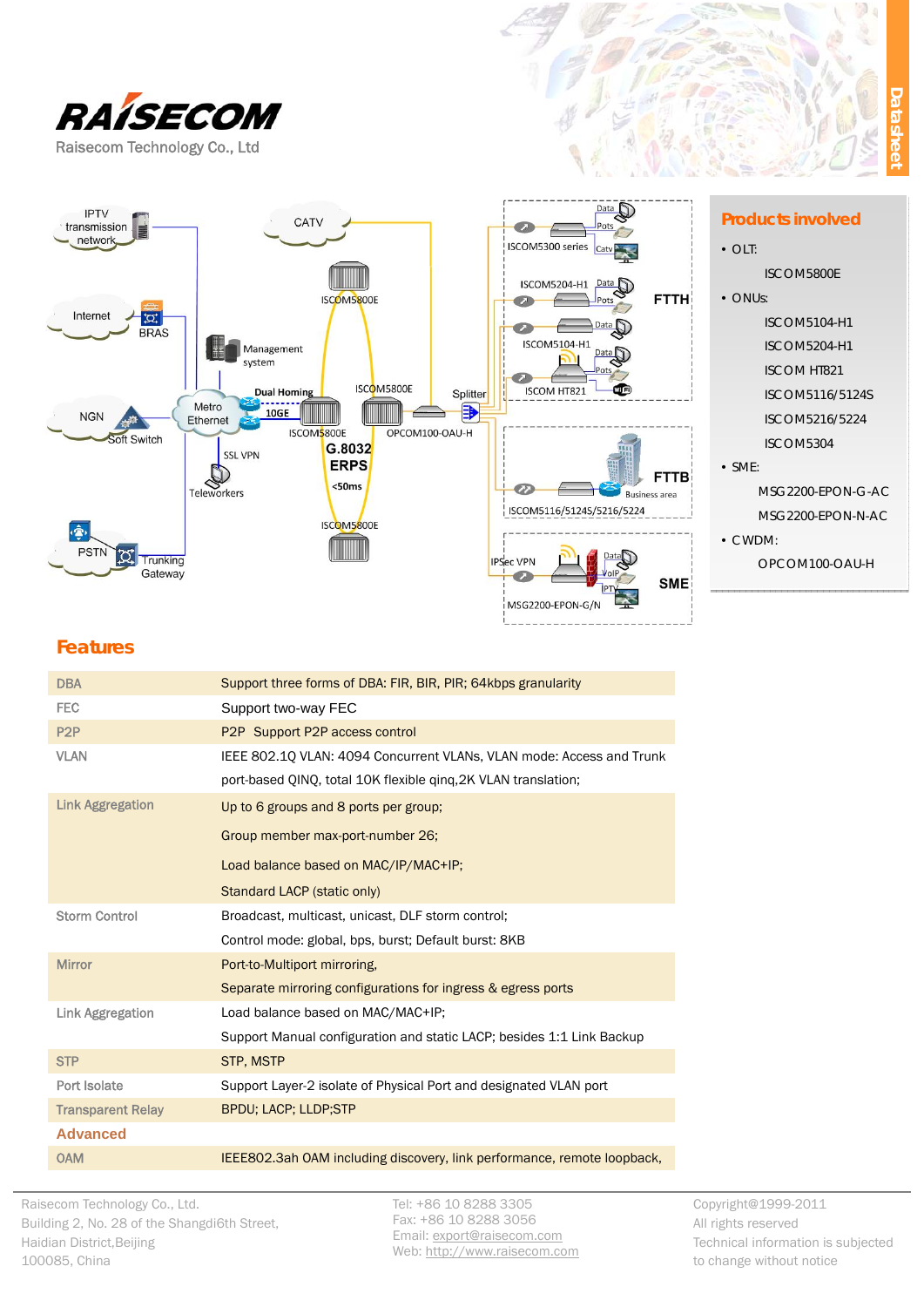## Products involved

- OLT:
  - ISCOM5800E
- ONUs:
  - ISCOM5104-H1
  - ISCOM5204-H1
  - ISCOM HT821
  - ISCOM5116/5124S
  - ISCOM5216/5224
  - ISCOM5304
- SME:
  - MSG2200-EPON-G-AC
  - MSG2200-EPON-N-AC
- CWDM:
  - OPCOM100-OAU-H

## Features

| | |
|---|---|
| DBA | Support three forms of DBA: FIR, BIR, PIR; 64kbps granularity |
| FEC | Support two-way FEC |
| P2P | P2P Support P2P access control |
| VLAN | IEEE 802.1Q VLAN: 4094 Concurrent VLANs, VLAN mode: Access and Trunk<br>port-based QINQ, total 10K flexible qinq,2K VLAN translation; |
| Link Aggregation | Up to 6 groups and 8 ports per group;<br>Group member max-port-number 26;<br>Load balance based on MAC/IP/MAC+IP;<br>Standard LACP (static only) |
| Storm Control | Broadcast, multicast, unicast, DLF storm control;<br>Control mode: global, bps, burst; Default burst: 8KB |
| Mirror | Port-to-Multiport mirroring,<br>Separate mirroring configurations for ingress & egress ports |
| Link Aggregation | Load balance based on MAC/MAC+IP;<br>Support Manual configuration and static LACP; besides 1:1 Link Backup |
| STP | STP, MSTP |
| Port Isolate | Support Layer-2 isolate of Physical Port and designated VLAN port |
| Transparent Relay | BPDU; LACP; LLDP;STP |
| **Advanced** | |
| OAM | IEEE802.3ah OAM including discovery, link performance, remote loopback, |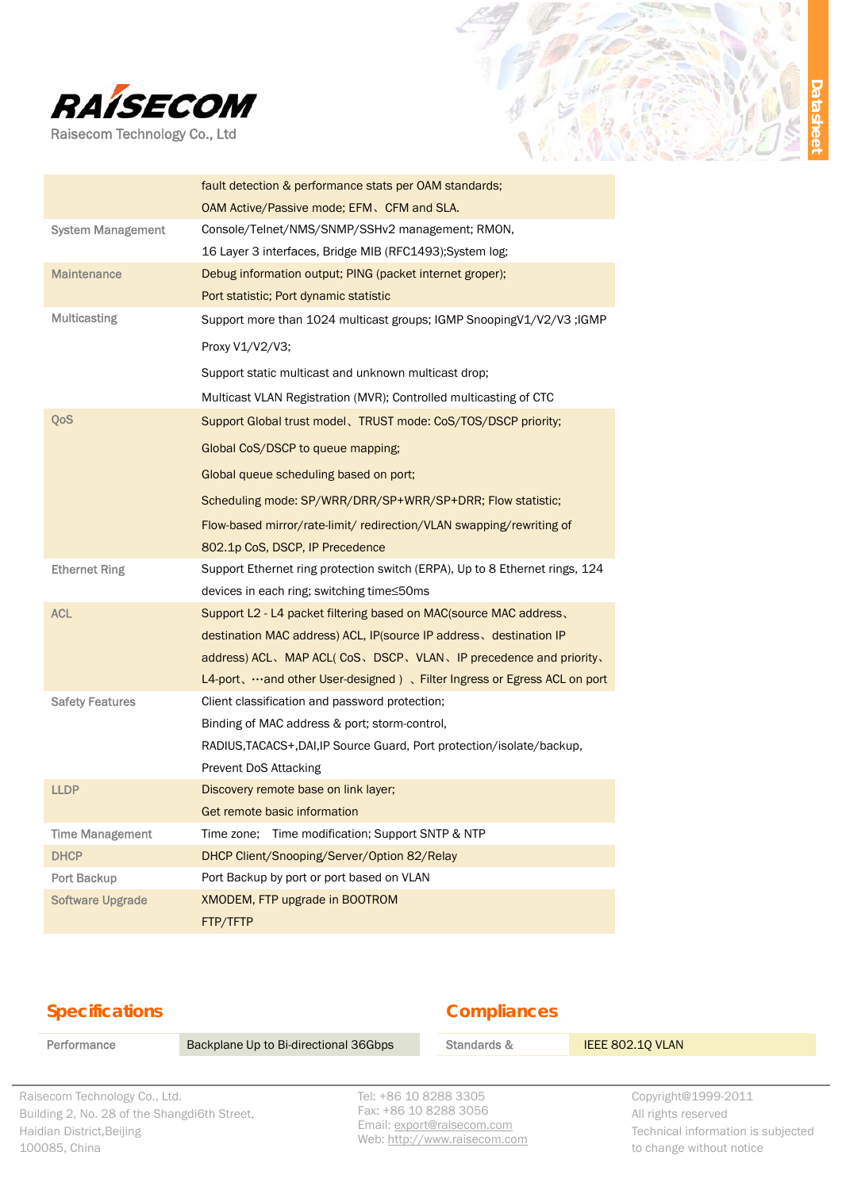| | |
|---|---|
| | fault detection & performance stats per OAM standards; OAM Active/Passive mode; EFM、CFM and SLA. |
| System Management | Console/Telnet/NMS/SNMP/SSHv2 management; RMON, 16 Layer 3 interfaces, Bridge MIB (RFC1493);System log; |
| Maintenance | Debug information output; PING (packet internet groper); Port statistic; Port dynamic statistic |
| Multicasting | Support more than 1024 multicast groups; IGMP SnoopingV1/V2/V3 ;IGMP Proxy V1/V2/V3; Support static multicast and unknown multicast drop; Multicast VLAN Registration (MVR); Controlled multicasting of CTC |
| QoS | Support Global trust model、TRUST mode: CoS/TOS/DSCP priority; Global CoS/DSCP to queue mapping; Global queue scheduling based on port; Scheduling mode: SP/WRR/DRR/SP+WRR/SP+DRR; Flow statistic; Flow-based mirror/rate-limit/ redirection/VLAN swapping/rewriting of 802.1p CoS, DSCP, IP Precedence |
| Ethernet Ring | Support Ethernet ring protection switch (ERPA), Up to 8 Ethernet rings, 124 devices in each ring; switching time≤50ms |
| ACL | Support L2 - L4 packet filtering based on MAC(source MAC address、destination MAC address) ACL, IP(source IP address、destination IP address) ACL、MAP ACL( CoS、DSCP、VLAN、IP precedence and priority、L4-port、…and other User-designed ) 、Filter Ingress or Egress ACL on port |
| Safety Features | Client classification and password protection; Binding of MAC address & port; storm-control, RADIUS,TACACS+,DAI,IP Source Guard, Port protection/isolate/backup, Prevent DoS Attacking |
| LLDP | Discovery remote base on link layer; Get remote basic information |
| Time Management | Time zone; Time modification; Support SNTP & NTP |
| DHCP | DHCP Client/Snooping/Server/Option 82/Relay |
| Port Backup | Port Backup by port or port based on VLAN |
| Software Upgrade | XMODEM, FTP upgrade in BOOTROM FTP/TFTP |

## Specifications

| | |
|---|---|
| Performance | Backplane Up to Bi-directional 36Gbps |

## Compliances

| | |
|---|---|
| Standards & | IEEE 802.1Q VLAN |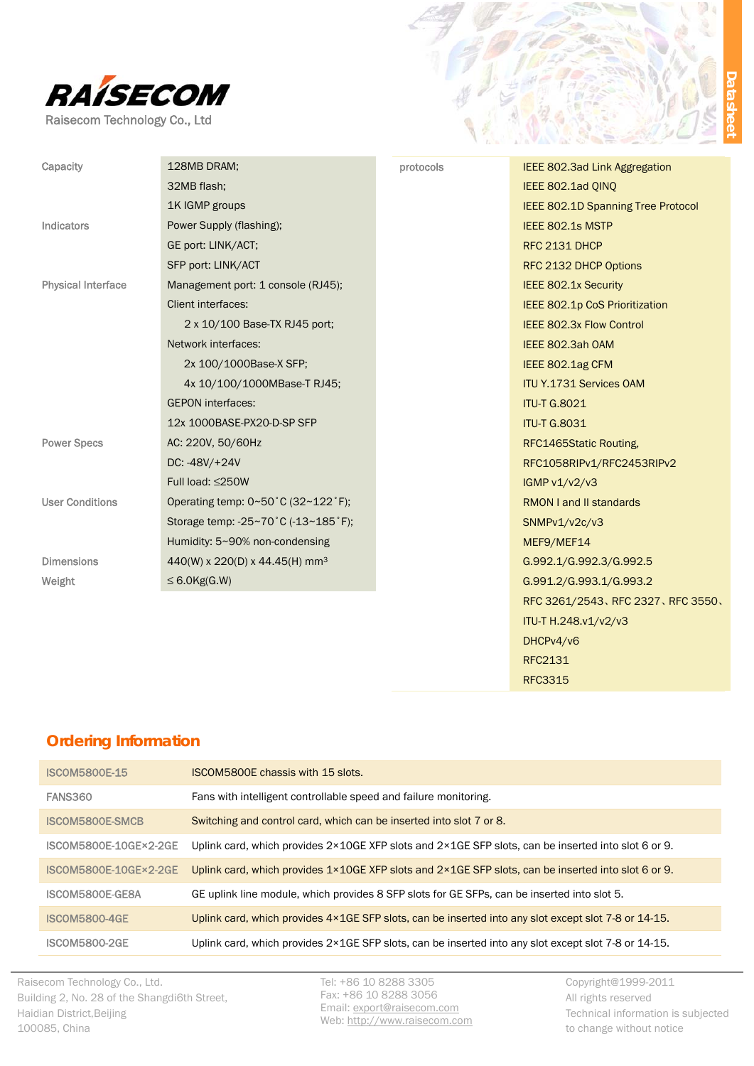RAISECOM

Raisecom Technology Co., Ltd

Datasheet

| | |
|---|---|
| Capacity | 128MB DRAM; |
| | 32MB flash; |
| | 1K IGMP groups |
| Indicators | Power Supply (flashing); |
| | GE port: LINK/ACT; |
| | SFP port: LINK/ACT |
| Physical Interface | Management port: 1 console (RJ45); |
| | Client interfaces: |
| | 2 x 10/100 Base-TX RJ45 port; |
| | Network interfaces: |
| | 2x 100/1000Base-X SFP; |
| | 4x 10/100/1000MBase-T RJ45; |
| | GEPON interfaces: |
| | 12x 1000BASE-PX20-D-SP SFP |
| Power Specs | AC: 220V, 50/60Hz |
| | DC: -48V/+24V |
| | Full load: ≤250W |
| User Conditions | Operating temp: 0~50˚C (32~122˚F); |
| | Storage temp: -25~70˚C (-13~185˚F); |
| | Humidity: 5~90% non-condensing |
| Dimensions | 440(W) x 220(D) x 44.45(H) mm³ |
| Weight | ≤ 6.0Kg(G.W) |

| | |
|---|---|
| protocols | IEEE 802.3ad Link Aggregation |
| | IEEE 802.1ad QINQ |
| | IEEE 802.1D Spanning Tree Protocol |
| | IEEE 802.1s MSTP |
| | RFC 2131 DHCP |
| | RFC 2132 DHCP Options |
| | IEEE 802.1x Security |
| | IEEE 802.1p CoS Prioritization |
| | IEEE 802.3x Flow Control |
| | IEEE 802.3ah OAM |
| | IEEE 802.1ag CFM |
| | ITU Y.1731 Services OAM |
| | ITU-T G.8021 |
| | ITU-T G.8031 |
| | RFC1465Static Routing, |
| | RFC1058RIPv1/RFC2453RIPv2 |
| | IGMP v1/v2/v3 |
| | RMON I and II standards |
| | SNMPv1/v2c/v3 |
| | MEF9/MEF14 |
| | G.992.1/G.992.3/G.992.5 |
| | G.991.2/G.993.1/G.993.2 |
| | RFC 3261/2543、RFC 2327、RFC 3550、 |
| | ITU-T H.248.v1/v2/v3 |
| | DHCPv4/v6 |
| | RFC2131 |
| | RFC3315 |

## Ordering Information

| | |
|---|---|
| ISCOM5800E-15 | ISCOM5800E chassis with 15 slots. |
| FANS360 | Fans with intelligent controllable speed and failure monitoring. |
| ISCOM5800E-SMCB | Switching and control card, which can be inserted into slot 7 or 8. |
| ISCOM5800E-10GE×2-2GE | Uplink card, which provides 2×10GE XFP slots and 2×1GE SFP slots, can be inserted into slot 6 or 9. |
| ISCOM5800E-10GE×2-2GE | Uplink card, which provides 1×10GE XFP slots and 2×1GE SFP slots, can be inserted into slot 6 or 9. |
| ISCOM5800E-GE8A | GE uplink line module, which provides 8 SFP slots for GE SFPs, can be inserted into slot 5. |
| ISCOM5800-4GE | Uplink card, which provides 4×1GE SFP slots, can be inserted into any slot except slot 7-8 or 14-15. |
| ISCOM5800-2GE | Uplink card, which provides 2×1GE SFP slots, can be inserted into any slot except slot 7-8 or 14-15. |

Raisecom Technology Co., Ltd.
Building 2, No. 28 of the Shangdi6th Street,
Haidian District,Beijing
100085, China

Tel: +86 10 8288 3305
Fax: +86 10 8288 3056
Email: export@raisecom.com
Web: http://www.raisecom.com

Copyright@1999-2011
All rights reserved
Technical information is subjected to change without notice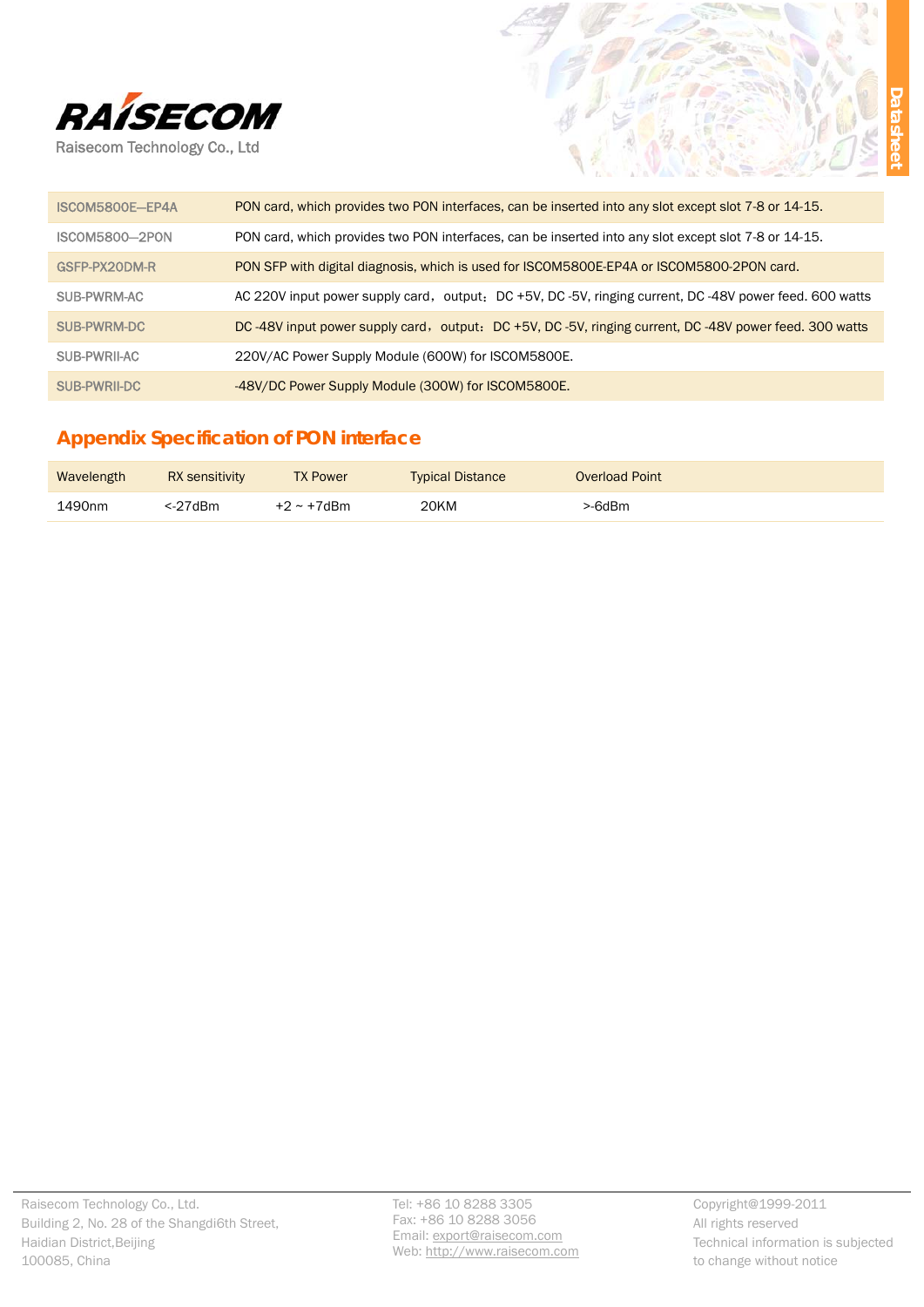| | |
|---|---|
| ISCOM5800E—EP4A | PON card, which provides two PON interfaces, can be inserted into any slot except slot 7-8 or 14-15. |
| ISCOM5800—2PON | PON card, which provides two PON interfaces, can be inserted into any slot except slot 7-8 or 14-15. |
| GSFP-PX20DM-R | PON SFP with digital diagnosis, which is used for ISCOM5800E-EP4A or ISCOM5800-2PON card. |
| SUB-PWRM-AC | AC 220V input power supply card，output：DC +5V, DC -5V, ringing current, DC -48V power feed. 600 watts |
| SUB-PWRM-DC | DC -48V input power supply card，output：DC +5V, DC -5V, ringing current, DC -48V power feed. 300 watts |
| SUB-PWRII-AC | 220V/AC Power Supply Module (600W) for ISCOM5800E. |
| SUB-PWRII-DC | -48V/DC Power Supply Module (300W) for ISCOM5800E. |

## Appendix Specification of PON interface

| Wavelength | RX sensitivity | TX Power | Typical Distance | Overload Point |
|---|---|---|---|---|
| 1490nm | <-27dBm | +2 ~ +7dBm | 20KM | >-6dBm |

Raisecom Technology Co., Ltd.
Building 2, No. 28 of the Shangdi6th Street,
Haidian District,Beijing
100085, China

Tel: +86 10 8288 3305
Fax: +86 10 8288 3056
Email: export@raisecom.com
Web: http://www.raisecom.com

Copyright@1999-2011
All rights reserved
Technical information is subjected to change without notice